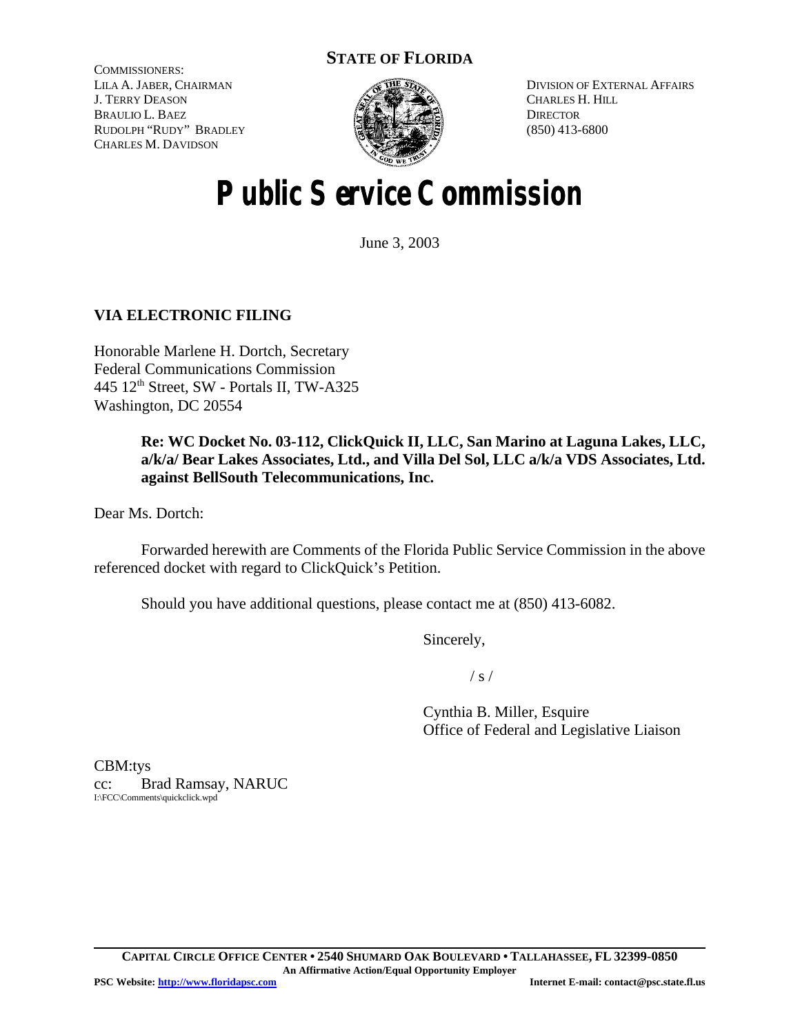**STATE OF FLORIDA**

COMMISSIONERS:
LILA A. JABER, CHAIRMAN
J. TERRY DEASON
BRAULIO L. BAEZ
RUDOLPH "RUDY" BRADLEY
CHARLES M. DAVIDSON

DIVISION OF EXTERNAL AFFAIRS
CHARLES H. HILL
DIRECTOR
(850) 413-6800

# Public Service Commission

June 3, 2003

**VIA ELECTRONIC FILING**

Honorable Marlene H. Dortch, Secretary
Federal Communications Commission
445 12th Street, SW - Portals II, TW-A325
Washington, DC 20554

> **Re: WC Docket No. 03-112, ClickQuick II, LLC, San Marino at Laguna Lakes, LLC, a/k/a/ Bear Lakes Associates, Ltd., and Villa Del Sol, LLC a/k/a VDS Associates, Ltd. against BellSouth Telecommunications, Inc.**

Dear Ms. Dortch:

Forwarded herewith are Comments of the Florida Public Service Commission in the above referenced docket with regard to ClickQuick's Petition.

Should you have additional questions, please contact me at (850) 413-6082.

Sincerely,

/ s /

Cynthia B. Miller, Esquire
Office of Federal and Legislative Liaison

CBM:tys
cc: Brad Ramsay, NARUC
I:\FCC\Comments\quickclick.wpd

**CAPITAL CIRCLE OFFICE CENTER • 2540 SHUMARD OAK BOULEVARD • TALLAHASSEE, FL 32399-0850**
**An Affirmative Action/Equal Opportunity Employer**
**PSC Website: http://www.floridapsc.com** **Internet E-mail: contact@psc.state.fl.us**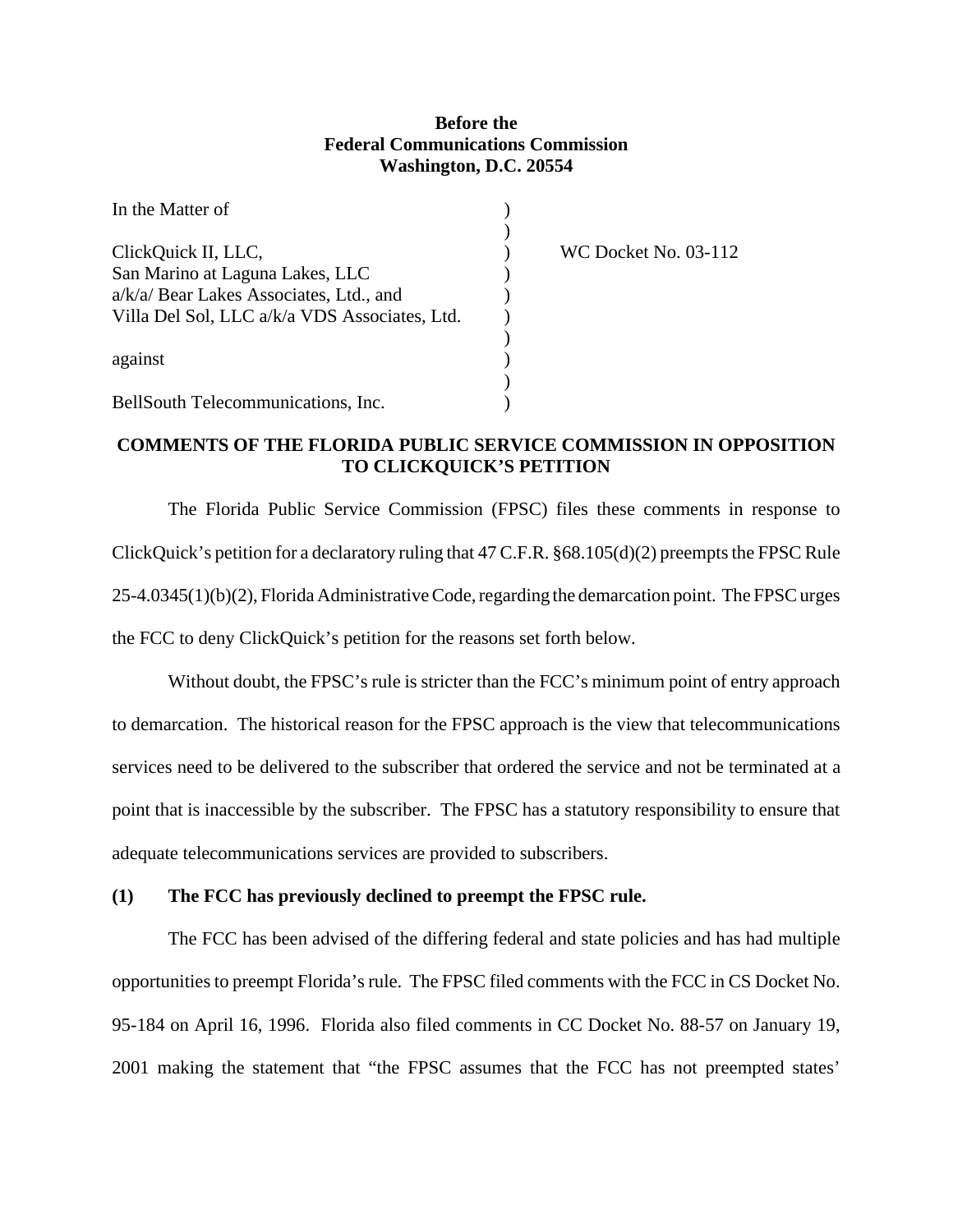**Before the**
**Federal Communications Commission**
**Washington, D.C. 20554**

| | | |
|---|---|---|
| In the Matter of | ) | |
| | ) | |
| ClickQuick II, LLC, | ) | WC Docket No. 03-112 |
| San Marino at Laguna Lakes, LLC | ) | |
| a/k/a/ Bear Lakes Associates, Ltd., and | ) | |
| Villa Del Sol, LLC a/k/a VDS Associates, Ltd. | ) | |
| | ) | |
| against | ) | |
| | ) | |
| BellSouth Telecommunications, Inc. | ) | |

**COMMENTS OF THE FLORIDA PUBLIC SERVICE COMMISSION IN OPPOSITION TO CLICKQUICK'S PETITION**

The Florida Public Service Commission (FPSC) files these comments in response to ClickQuick's petition for a declaratory ruling that 47 C.F.R. §68.105(d)(2) preempts the FPSC Rule 25-4.0345(1)(b)(2), Florida Administrative Code, regarding the demarcation point. The FPSC urges the FCC to deny ClickQuick's petition for the reasons set forth below.

Without doubt, the FPSC's rule is stricter than the FCC's minimum point of entry approach to demarcation. The historical reason for the FPSC approach is the view that telecommunications services need to be delivered to the subscriber that ordered the service and not be terminated at a point that is inaccessible by the subscriber. The FPSC has a statutory responsibility to ensure that adequate telecommunications services are provided to subscribers.

**(1) The FCC has previously declined to preempt the FPSC rule.**

The FCC has been advised of the differing federal and state policies and has had multiple opportunities to preempt Florida's rule. The FPSC filed comments with the FCC in CS Docket No. 95-184 on April 16, 1996. Florida also filed comments in CC Docket No. 88-57 on January 19, 2001 making the statement that "the FPSC assumes that the FCC has not preempted states'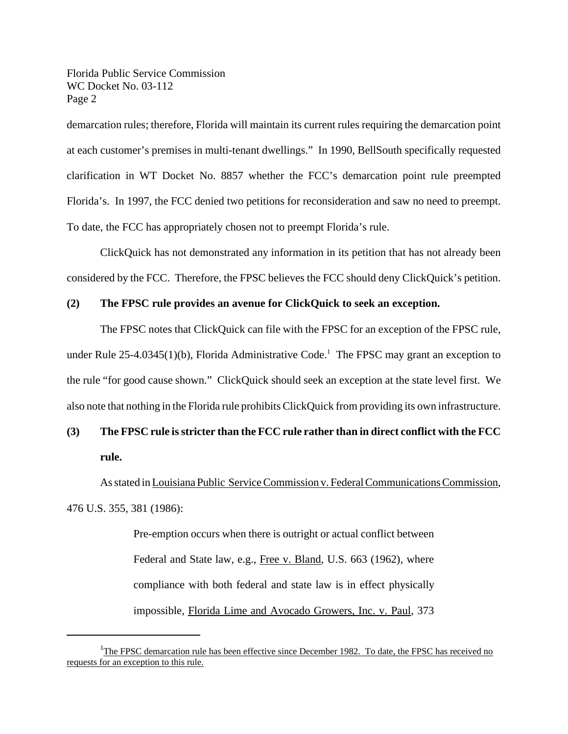demarcation rules; therefore, Florida will maintain its current rules requiring the demarcation point at each customer's premises in multi-tenant dwellings." In 1990, BellSouth specifically requested clarification in WT Docket No. 8857 whether the FCC's demarcation point rule preempted Florida's. In 1997, the FCC denied two petitions for reconsideration and saw no need to preempt. To date, the FCC has appropriately chosen not to preempt Florida's rule.

ClickQuick has not demonstrated any information in its petition that has not already been considered by the FCC. Therefore, the FPSC believes the FCC should deny ClickQuick's petition.

**(2) The FPSC rule provides an avenue for ClickQuick to seek an exception.**

The FPSC notes that ClickQuick can file with the FPSC for an exception of the FPSC rule, under Rule 25-4.0345(1)(b), Florida Administrative Code.[1] The FPSC may grant an exception to the rule "for good cause shown." ClickQuick should seek an exception at the state level first. We also note that nothing in the Florida rule prohibits ClickQuick from providing its own infrastructure.

**(3) The FPSC rule is stricter than the FCC rule rather than in direct conflict with the FCC rule.**

As stated in Louisiana Public Service Commission v. Federal Communications Commission, 476 U.S. 355, 381 (1986):

> Pre-emption occurs when there is outright or actual conflict between Federal and State law, e.g., Free v. Bland, U.S. 663 (1962), where compliance with both federal and state law is in effect physically impossible, Florida Lime and Avocado Growers, Inc. v. Paul, 373

[1] The FPSC demarcation rule has been effective since December 1982. To date, the FPSC has received no requests for an exception to this rule.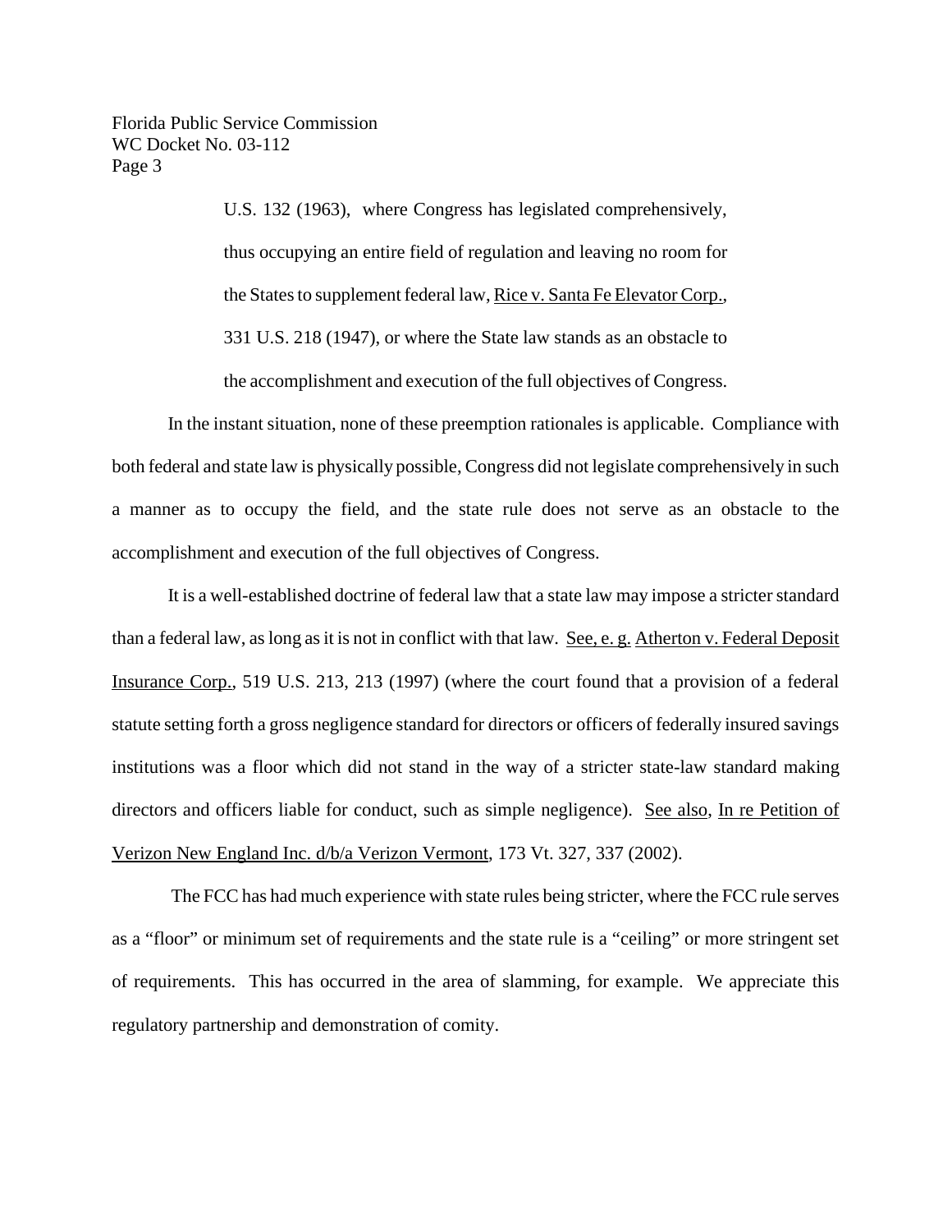> U.S. 132 (1963), where Congress has legislated comprehensively, thus occupying an entire field of regulation and leaving no room for the States to supplement federal law, Rice v. Santa Fe Elevator Corp., 331 U.S. 218 (1947), or where the State law stands as an obstacle to the accomplishment and execution of the full objectives of Congress.

In the instant situation, none of these preemption rationales is applicable. Compliance with both federal and state law is physically possible, Congress did not legislate comprehensively in such a manner as to occupy the field, and the state rule does not serve as an obstacle to the accomplishment and execution of the full objectives of Congress.

It is a well-established doctrine of federal law that a state law may impose a stricter standard than a federal law, as long as it is not in conflict with that law. See, e. g. Atherton v. Federal Deposit Insurance Corp., 519 U.S. 213, 213 (1997) (where the court found that a provision of a federal statute setting forth a gross negligence standard for directors or officers of federally insured savings institutions was a floor which did not stand in the way of a stricter state-law standard making directors and officers liable for conduct, such as simple negligence). See also, In re Petition of Verizon New England Inc. d/b/a Verizon Vermont, 173 Vt. 327, 337 (2002).

The FCC has had much experience with state rules being stricter, where the FCC rule serves as a "floor" or minimum set of requirements and the state rule is a "ceiling" or more stringent set of requirements. This has occurred in the area of slamming, for example. We appreciate this regulatory partnership and demonstration of comity.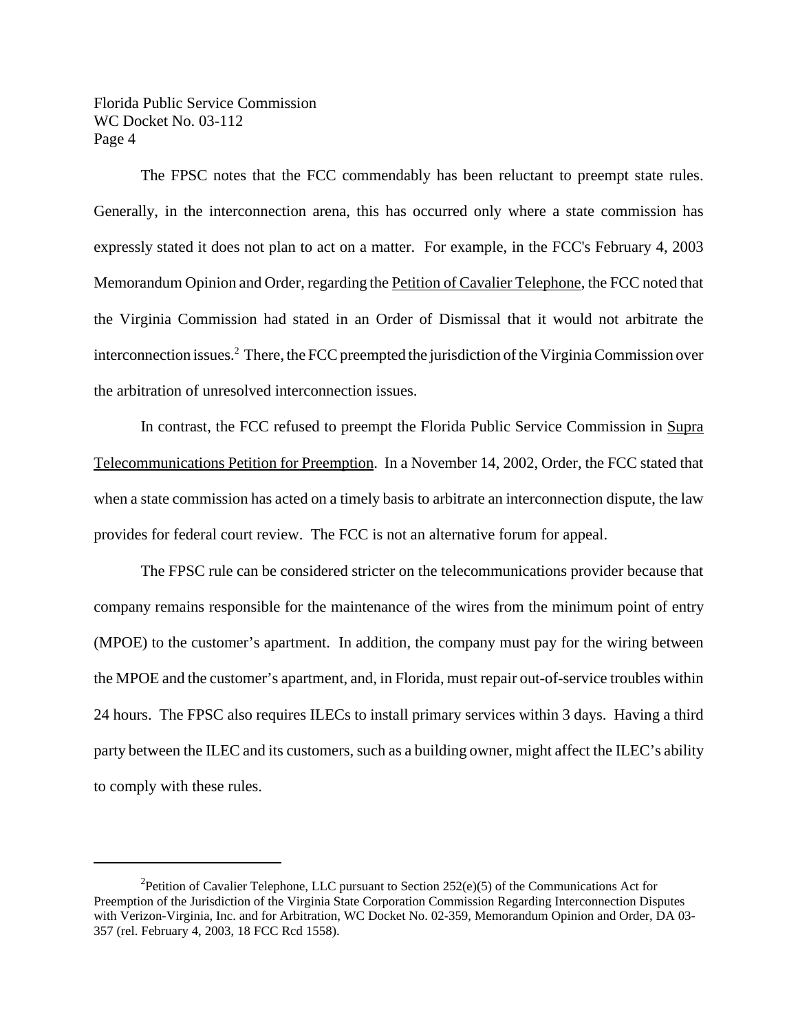The FPSC notes that the FCC commendably has been reluctant to preempt state rules. Generally, in the interconnection arena, this has occurred only where a state commission has expressly stated it does not plan to act on a matter. For example, in the FCC's February 4, 2003 Memorandum Opinion and Order, regarding the Petition of Cavalier Telephone, the FCC noted that the Virginia Commission had stated in an Order of Dismissal that it would not arbitrate the interconnection issues.[2] There, the FCC preempted the jurisdiction of the Virginia Commission over the arbitration of unresolved interconnection issues.

In contrast, the FCC refused to preempt the Florida Public Service Commission in Supra Telecommunications Petition for Preemption. In a November 14, 2002, Order, the FCC stated that when a state commission has acted on a timely basis to arbitrate an interconnection dispute, the law provides for federal court review. The FCC is not an alternative forum for appeal.

The FPSC rule can be considered stricter on the telecommunications provider because that company remains responsible for the maintenance of the wires from the minimum point of entry (MPOE) to the customer's apartment. In addition, the company must pay for the wiring between the MPOE and the customer's apartment, and, in Florida, must repair out-of-service troubles within 24 hours. The FPSC also requires ILECs to install primary services within 3 days. Having a third party between the ILEC and its customers, such as a building owner, might affect the ILEC's ability to comply with these rules.

---

[2] Petition of Cavalier Telephone, LLC pursuant to Section 252(e)(5) of the Communications Act for Preemption of the Jurisdiction of the Virginia State Corporation Commission Regarding Interconnection Disputes with Verizon-Virginia, Inc. and for Arbitration, WC Docket No. 02-359, Memorandum Opinion and Order, DA 03-357 (rel. February 4, 2003, 18 FCC Rcd 1558).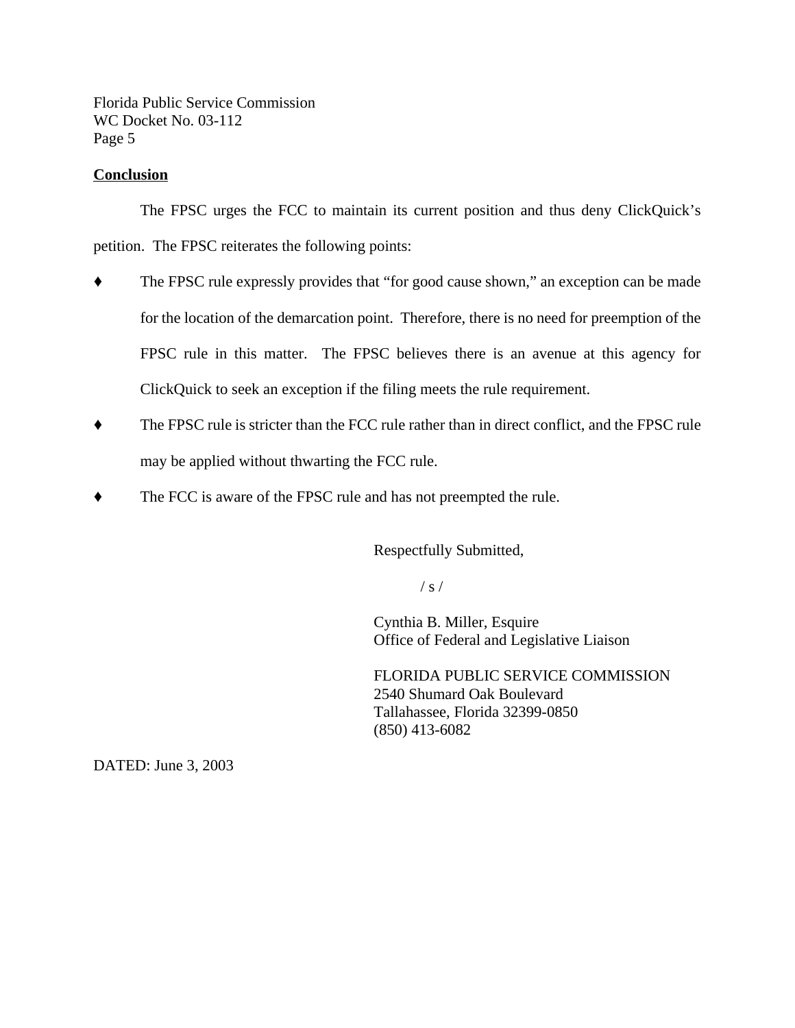## Conclusion

The FPSC urges the FCC to maintain its current position and thus deny ClickQuick's petition. The FPSC reiterates the following points:

- The FPSC rule expressly provides that "for good cause shown," an exception can be made for the location of the demarcation point. Therefore, there is no need for preemption of the FPSC rule in this matter. The FPSC believes there is an avenue at this agency for ClickQuick to seek an exception if the filing meets the rule requirement.
- The FPSC rule is stricter than the FCC rule rather than in direct conflict, and the FPSC rule may be applied without thwarting the FCC rule.
- The FCC is aware of the FPSC rule and has not preempted the rule.

Respectfully Submitted,

/ s /

Cynthia B. Miller, Esquire
Office of Federal and Legislative Liaison

FLORIDA PUBLIC SERVICE COMMISSION
2540 Shumard Oak Boulevard
Tallahassee, Florida 32399-0850
(850) 413-6082

DATED: June 3, 2003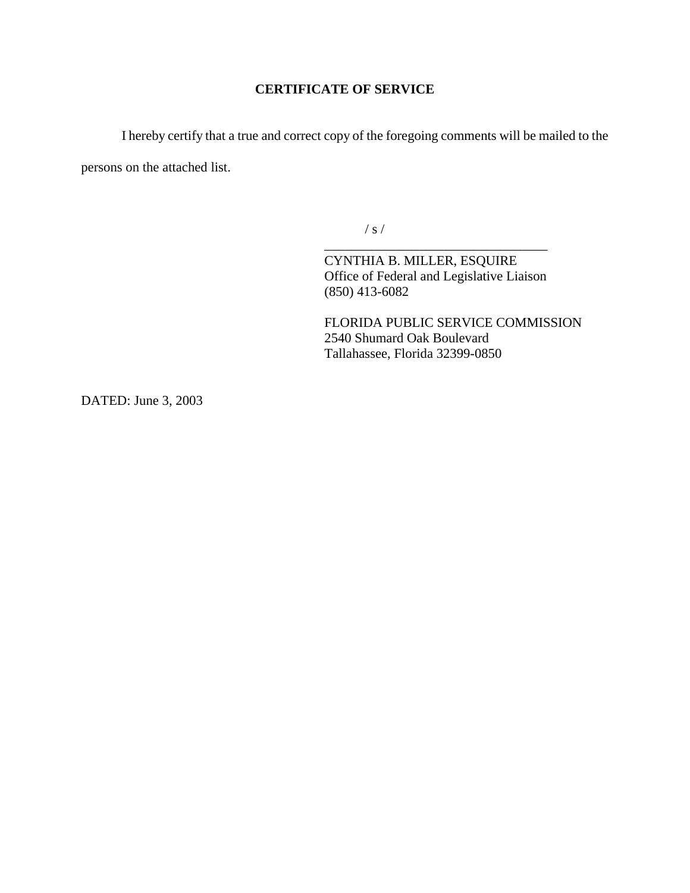## CERTIFICATE OF SERVICE

I hereby certify that a true and correct copy of the foregoing comments will be mailed to the persons on the attached list.

/ s /

\_\_\_\_\_\_\_\_\_\_\_\_\_\_\_\_\_\_\_\_\_\_\_\_\_\_\_\_\_\_\_\_\_\_

CYNTHIA B. MILLER, ESQUIRE  
Office of Federal and Legislative Liaison  
(850) 413-6082

FLORIDA PUBLIC SERVICE COMMISSION  
2540 Shumard Oak Boulevard  
Tallahassee, Florida 32399-0850

DATED: June 3, 2003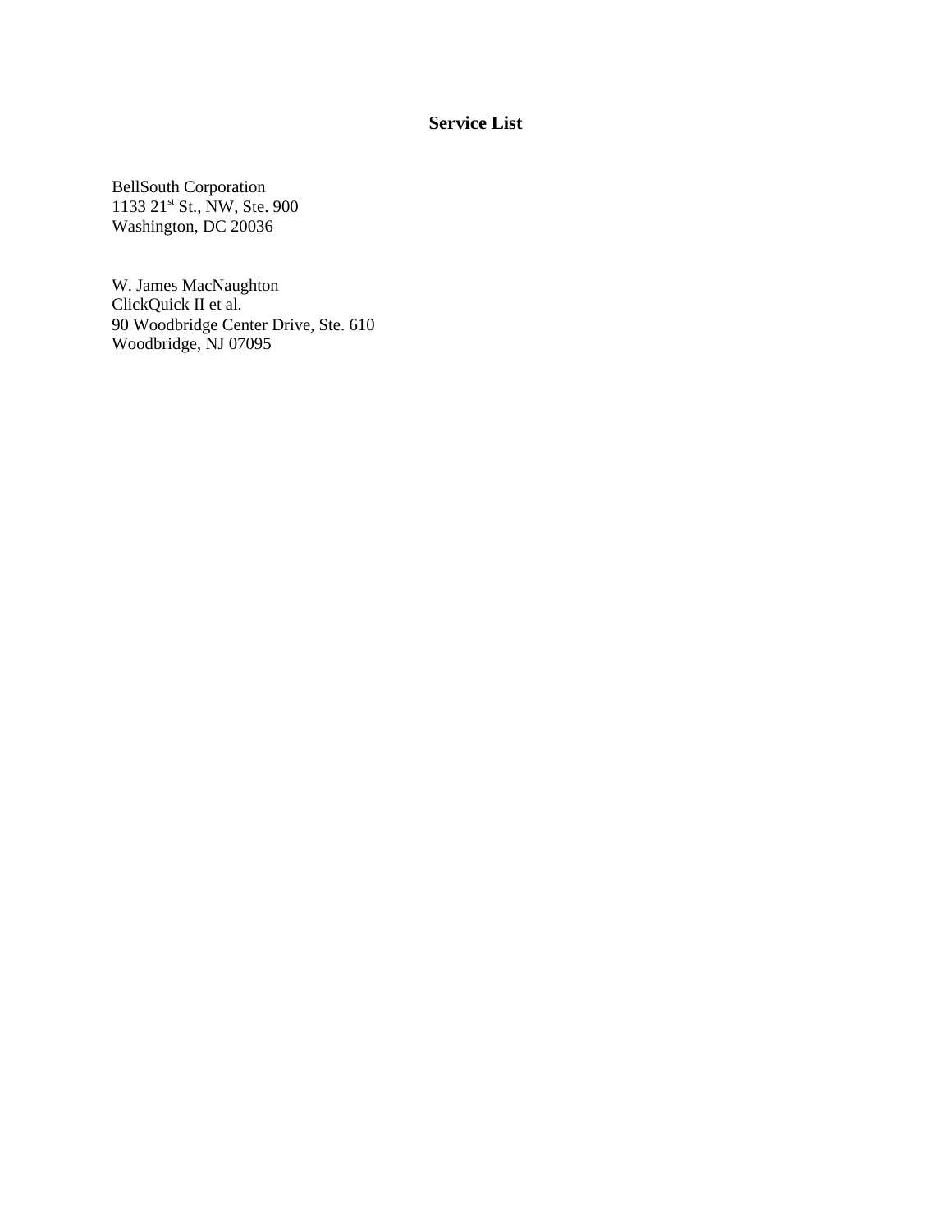# Service List

BellSouth Corporation
1133 21st St., NW, Ste. 900
Washington, DC 20036

W. James MacNaughton
ClickQuick II et al.
90 Woodbridge Center Drive, Ste. 610
Woodbridge, NJ 07095